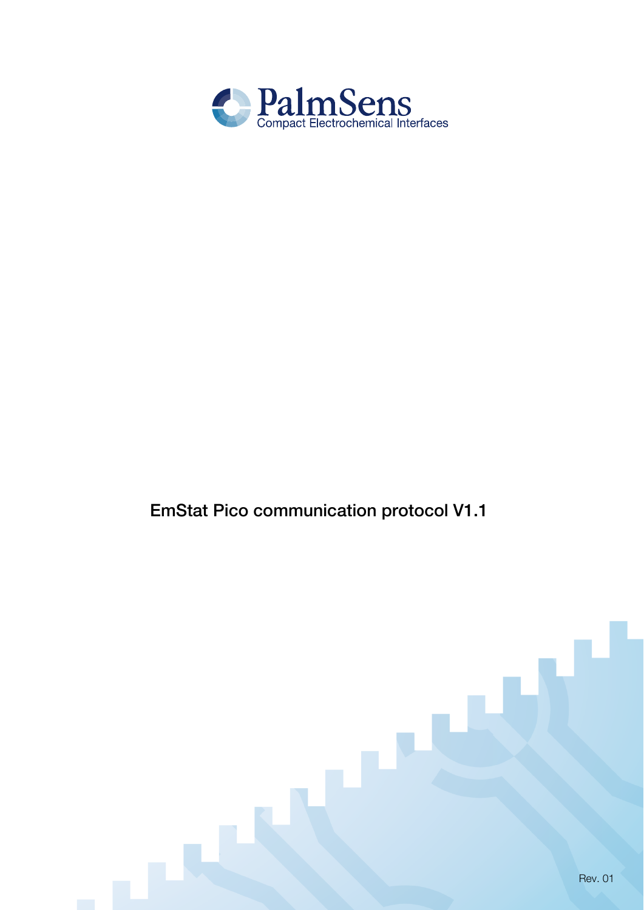PalmSens

Compact Electrochemical Interfaces

# EmStat Pico communication protocol V1.1

Rev. 01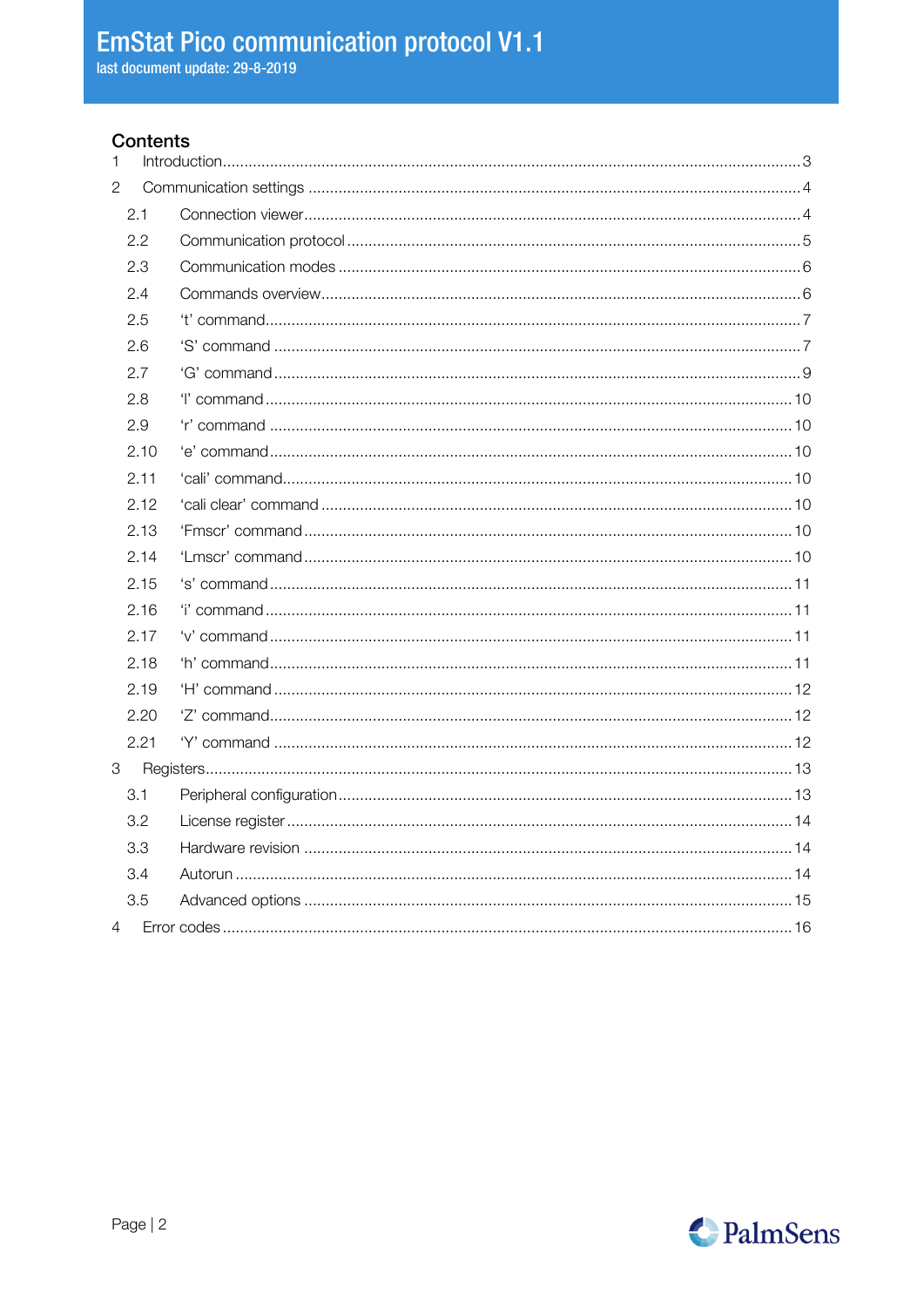# Contents

1 Introduction ..... 3

2 Communication settings ..... 4

- 2.1 Connection viewer ..... 4
- 2.2 Communication protocol ..... 5
- 2.3 Communication modes ..... 6
- 2.4 Commands overview ..... 6
- 2.5 't' command ..... 7
- 2.6 'S' command ..... 7
- 2.7 'G' command ..... 9
- 2.8 'l' command ..... 10
- 2.9 'r' command ..... 10
- 2.10 'e' command ..... 10
- 2.11 'cali' command ..... 10
- 2.12 'cali clear' command ..... 10
- 2.13 'Fmscr' command ..... 10
- 2.14 'Lmscr' command ..... 10
- 2.15 's' command ..... 11
- 2.16 'i' command ..... 11
- 2.17 'v' command ..... 11
- 2.18 'h' command ..... 11
- 2.19 'H' command ..... 12
- 2.20 'Z' command ..... 12
- 2.21 'Y' command ..... 12

3 Registers ..... 13

- 3.1 Peripheral configuration ..... 13
- 3.2 License register ..... 14
- 3.3 Hardware revision ..... 14
- 3.4 Autorun ..... 14
- 3.5 Advanced options ..... 15

4 Error codes ..... 16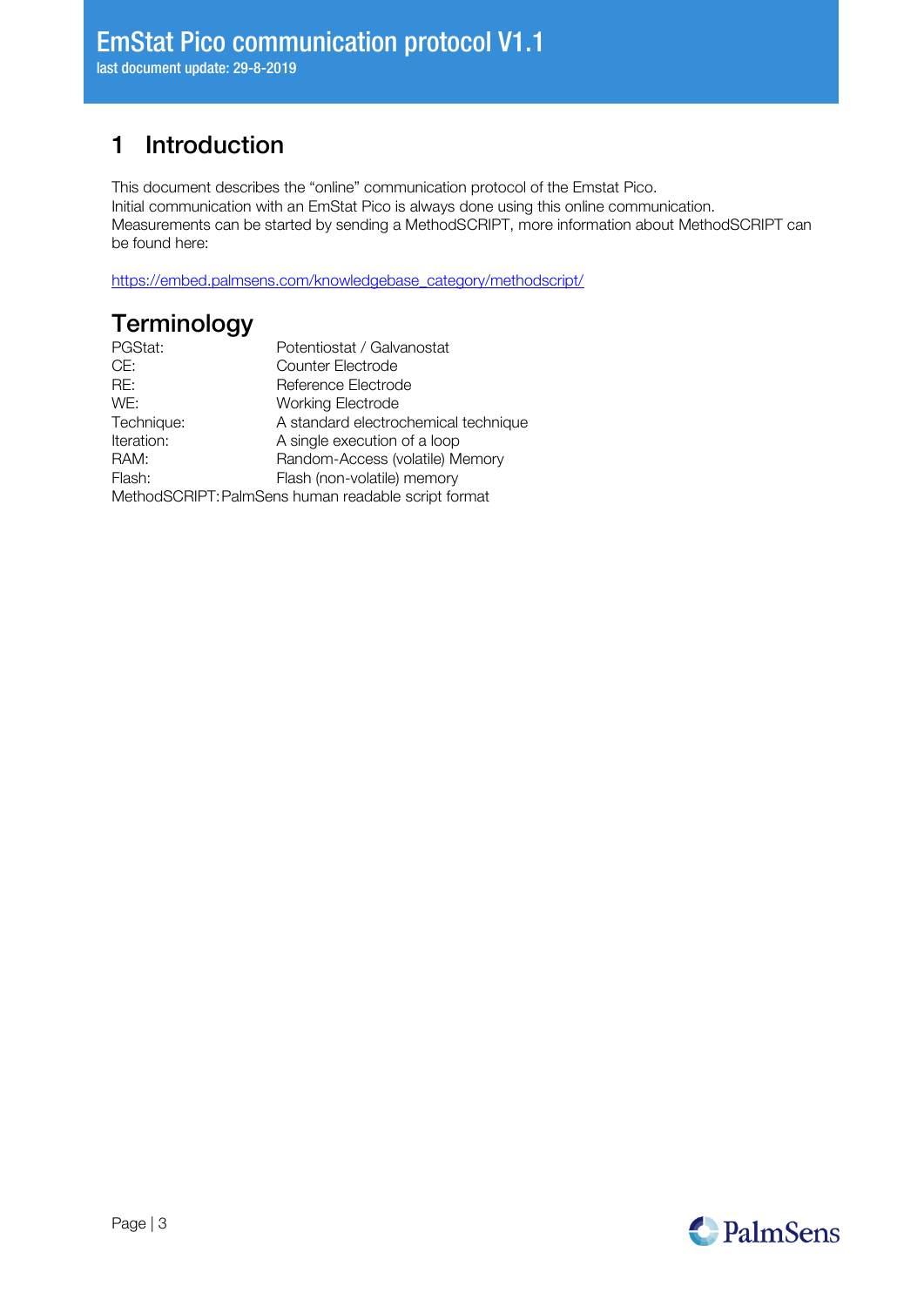# 1 Introduction

This document describes the "online" communication protocol of the Emstat Pico.
Initial communication with an EmStat Pico is always done using this online communication.
Measurements can be started by sending a MethodSCRIPT, more information about MethodSCRIPT can be found here:

https://embed.palmsens.com/knowledgebase_category/methodscript/

## Terminology

| | |
|---|---|
| PGStat: | Potentiostat / Galvanostat |
| CE: | Counter Electrode |
| RE: | Reference Electrode |
| WE: | Working Electrode |
| Technique: | A standard electrochemical technique |
| Iteration: | A single execution of a loop |
| RAM: | Random-Access (volatile) Memory |
| Flash: | Flash (non-volatile) memory |
| MethodSCRIPT: | PalmSens human readable script format |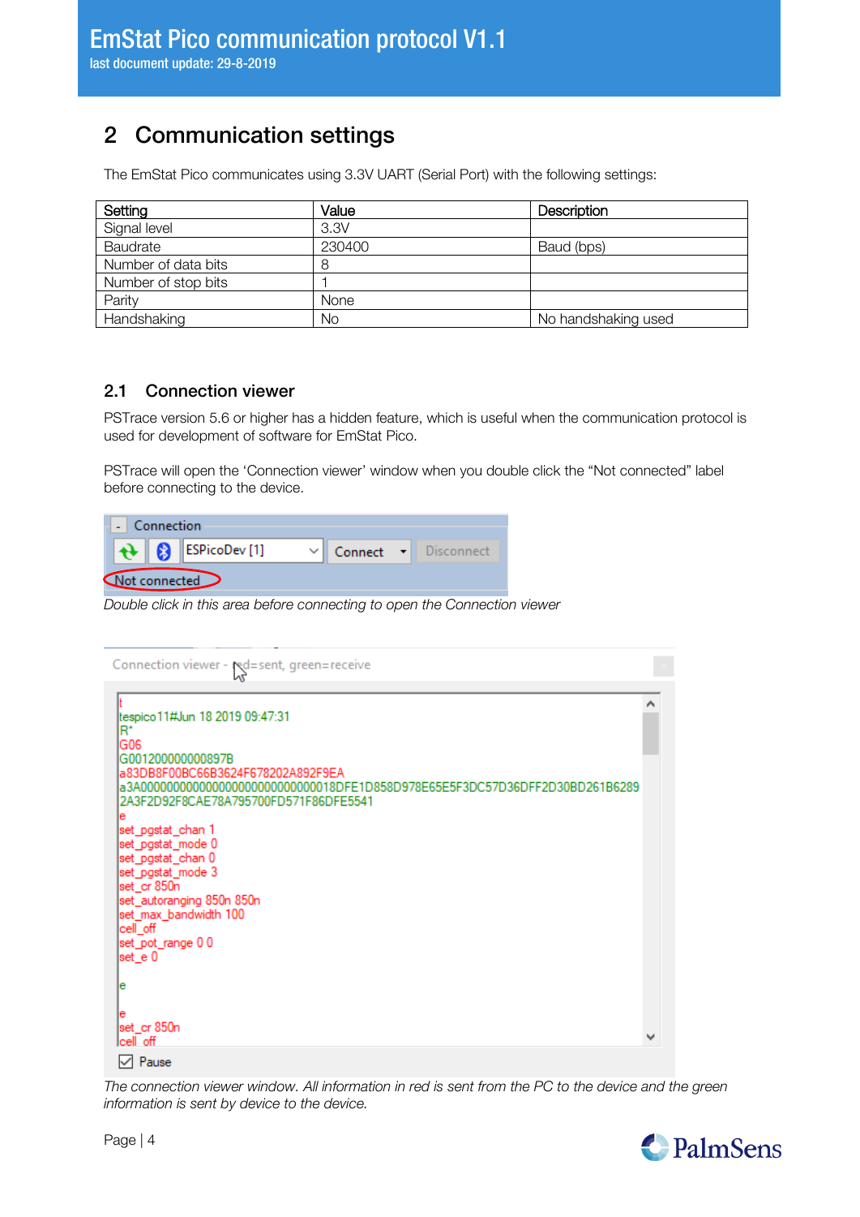## 2 Communication settings

The EmStat Pico communicates using 3.3V UART (Serial Port) with the following settings:

| Setting | Value | Description |
|---|---|---|
| Signal level | 3.3V | |
| Baudrate | 230400 | Baud (bps) |
| Number of data bits | 8 | |
| Number of stop bits | 1 | |
| Parity | None | |
| Handshaking | No | No handshaking used |

### 2.1 Connection viewer

PSTrace version 5.6 or higher has a hidden feature, which is useful when the communication protocol is used for development of software for EmStat Pico.

PSTrace will open the 'Connection viewer' window when you double click the "Not connected" label before connecting to the device.

*Double click in this area before connecting to open the Connection viewer*

*The connection viewer window. All information in red is sent from the PC to the device and the green information is sent by device to the device.*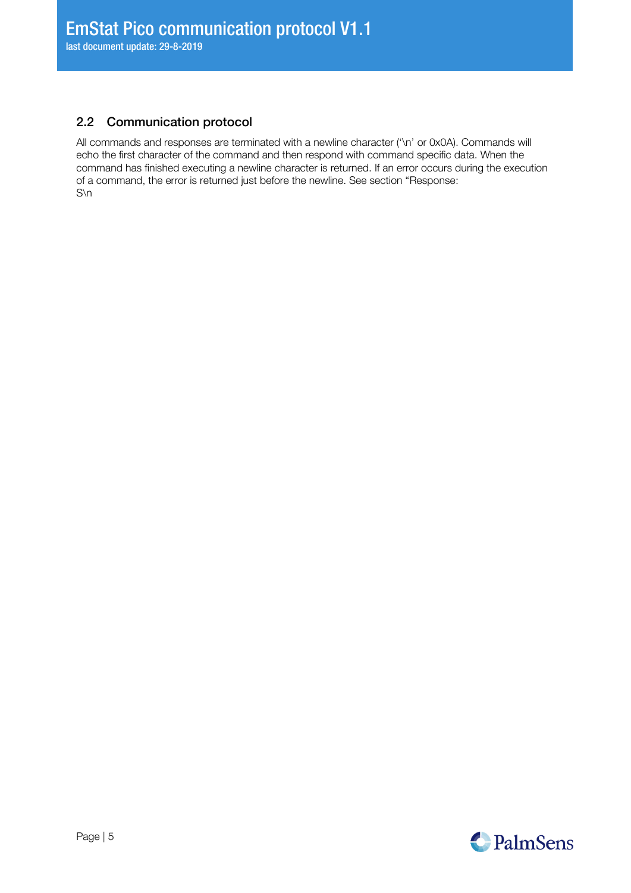## 2.2 Communication protocol

All commands and responses are terminated with a newline character ('\n' or 0x0A). Commands will echo the first character of the command and then respond with command specific data. When the command has finished executing a newline character is returned. If an error occurs during the execution of a command, the error is returned just before the newline. See section "Response:
S\n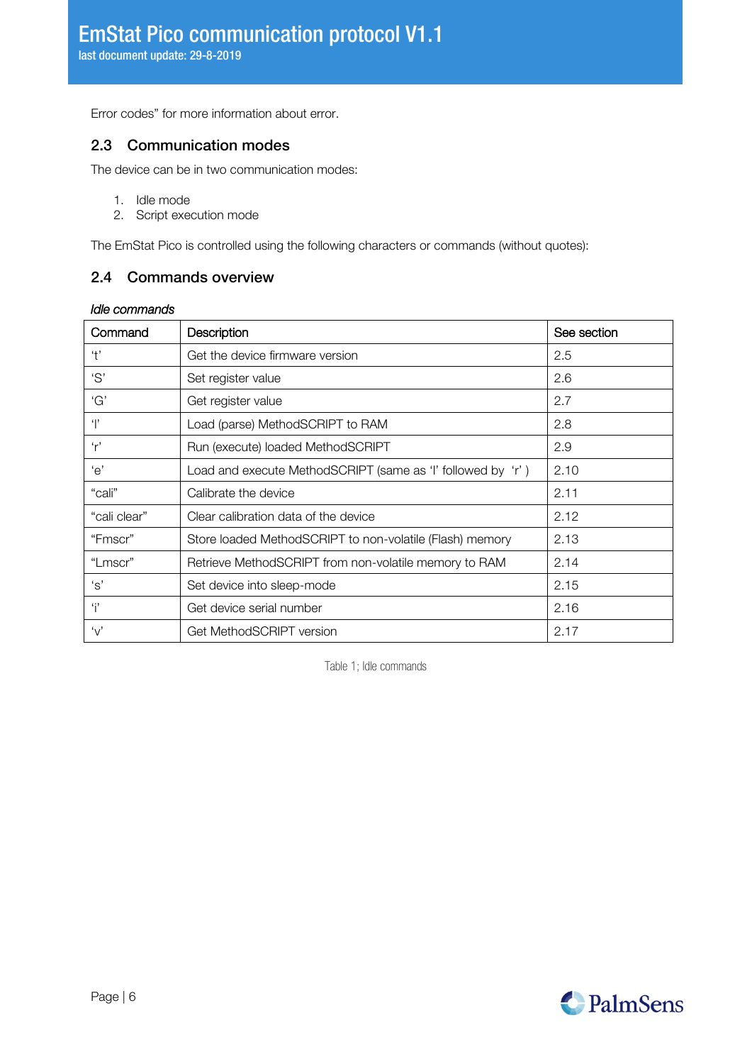Error codes" for more information about error.

## 2.3 Communication modes

The device can be in two communication modes:

1. Idle mode
2. Script execution mode

The EmStat Pico is controlled using the following characters or commands (without quotes):

## 2.4 Commands overview

*Idle commands*

| Command | Description | See section |
|---|---|---|
| 't' | Get the device firmware version | 2.5 |
| 'S' | Set register value | 2.6 |
| 'G' | Get register value | 2.7 |
| 'l' | Load (parse) MethodSCRIPT to RAM | 2.8 |
| 'r' | Run (execute) loaded MethodSCRIPT | 2.9 |
| 'e' | Load and execute MethodSCRIPT (same as 'l' followed by 'r' ) | 2.10 |
| "cali" | Calibrate the device | 2.11 |
| "cali clear" | Clear calibration data of the device | 2.12 |
| "Fmscr" | Store loaded MethodSCRIPT to non-volatile (Flash) memory | 2.13 |
| "Lmscr" | Retrieve MethodSCRIPT from non-volatile memory to RAM | 2.14 |
| 's' | Set device into sleep-mode | 2.15 |
| 'i' | Get device serial number | 2.16 |
| 'v' | Get MethodSCRIPT version | 2.17 |

Table 1; Idle commands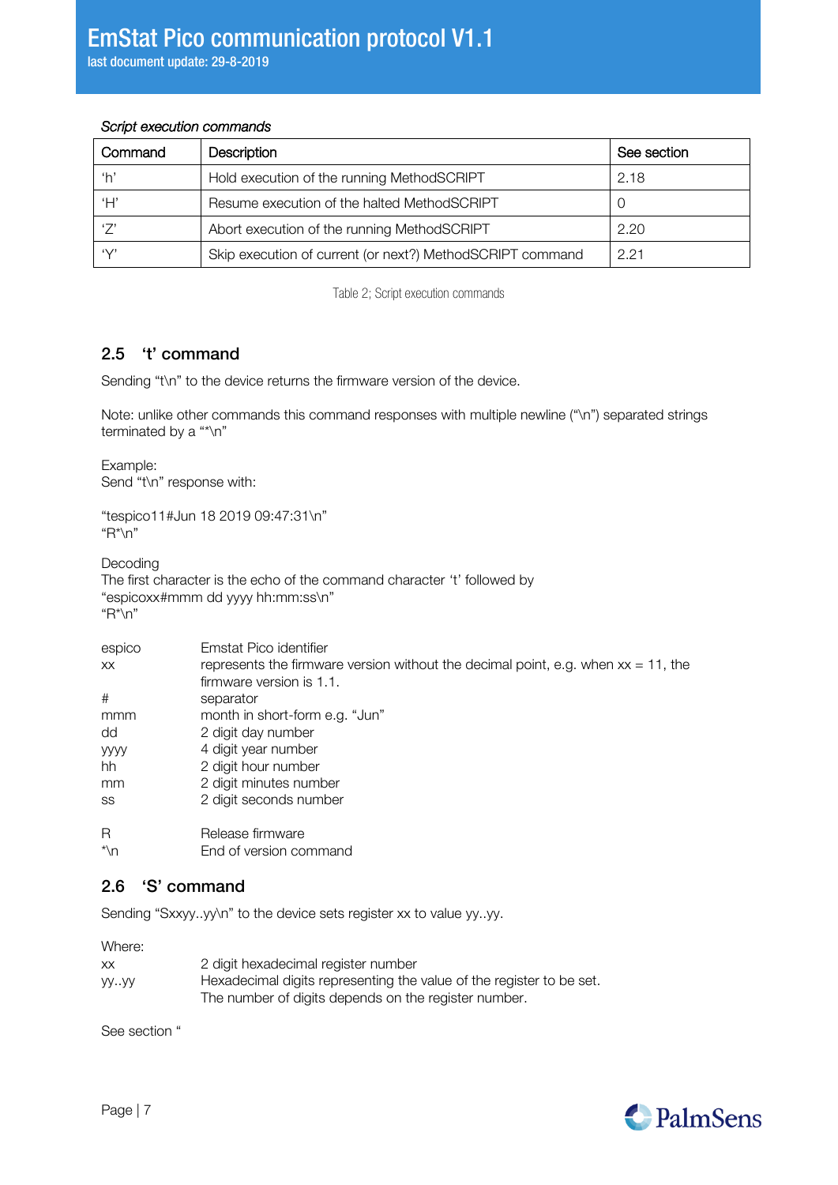*Script execution commands*

| Command | Description | See section |
|---|---|---|
| 'h' | Hold execution of the running MethodSCRIPT | 2.18 |
| 'H' | Resume execution of the halted MethodSCRIPT | 0 |
| 'Z' | Abort execution of the running MethodSCRIPT | 2.20 |
| 'Y' | Skip execution of current (or next?) MethodSCRIPT command | 2.21 |

Table 2; Script execution commands

## 2.5 't' command

Sending "t\n" to the device returns the firmware version of the device.

Note: unlike other commands this command responses with multiple newline ("\n") separated strings terminated by a "*\n"

Example:
Send "t\n" response with:

"tespico11#Jun 18 2019 09:47:31\n"
"R*\n"

Decoding
The first character is the echo of the command character 't' followed by
"espicoxx#mmm dd yyyy hh:mm:ss\n"
"R*\n"

| | |
|---|---|
| espico | Emstat Pico identifier |
| xx | represents the firmware version without the decimal point, e.g. when xx = 11, the firmware version is 1.1. |
| # | separator |
| mmm | month in short-form e.g. "Jun" |
| dd | 2 digit day number |
| yyyy | 4 digit year number |
| hh | 2 digit hour number |
| mm | 2 digit minutes number |
| ss | 2 digit seconds number |
| R | Release firmware |
| *\n | End of version command |

## 2.6 'S' command

Sending "Sxxyy..yy\n" to the device sets register xx to value yy..yy.

Where:

| | |
|---|---|
| xx | 2 digit hexadecimal register number |
| yy..yy | Hexadecimal digits representing the value of the register to be set. The number of digits depends on the register number. |

See section "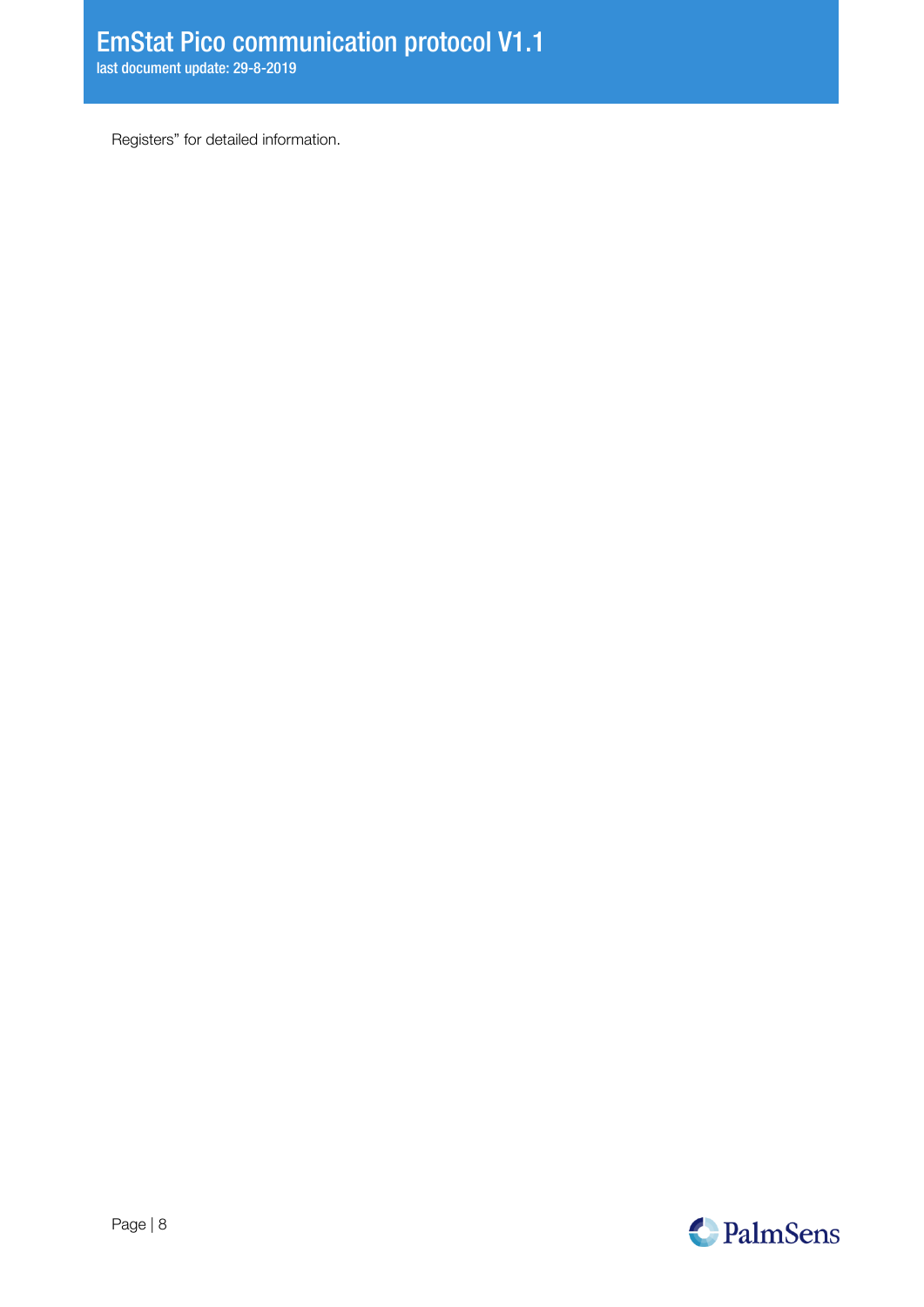Registers” for detailed information.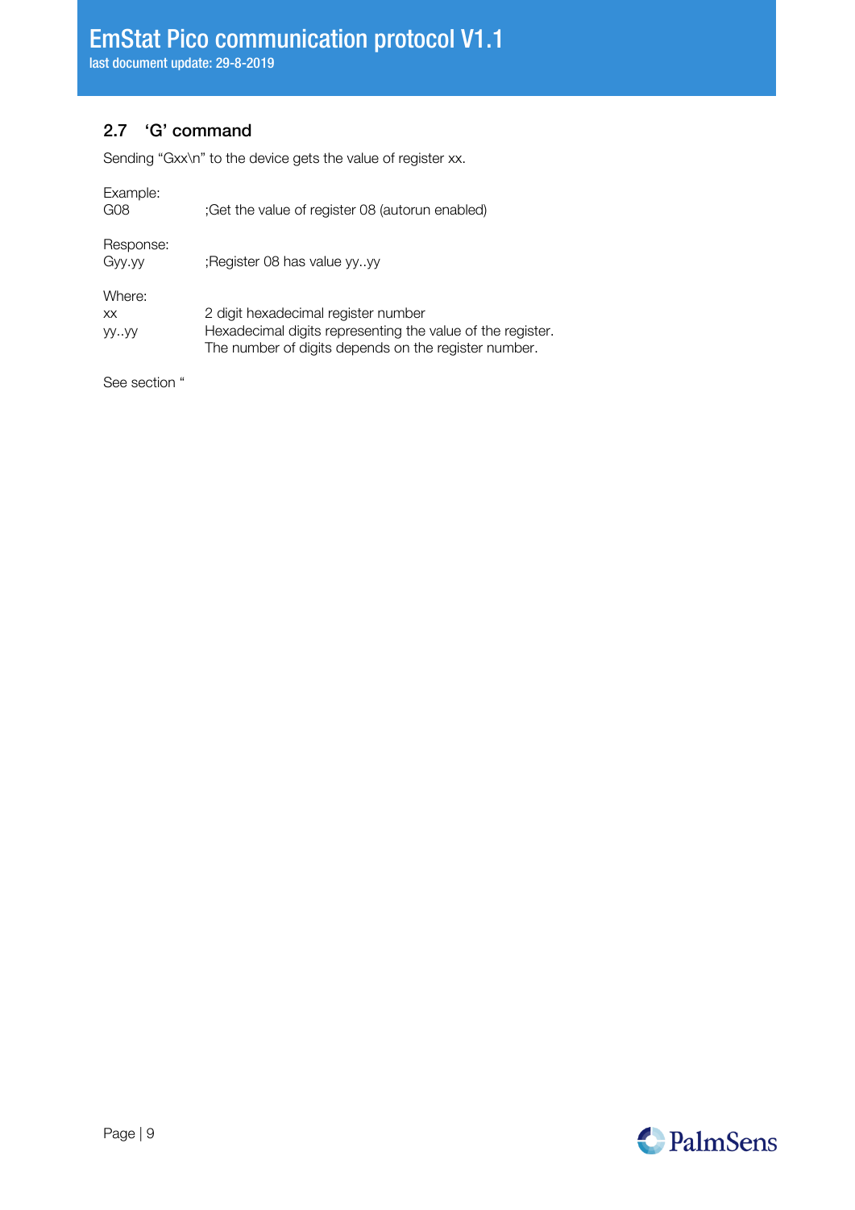## 2.7 'G' command

Sending "Gxx\n" to the device gets the value of register xx.

Example:

| | |
|---|---|
| G08 | ;Get the value of register 08 (autorun enabled) |

Response:

| | |
|---|---|
| Gyy.yy | ;Register 08 has value yy..yy |

Where:

| | |
|---|---|
| xx | 2 digit hexadecimal register number |
| yy..yy | Hexadecimal digits representing the value of the register.<br>The number of digits depends on the register number. |

See section "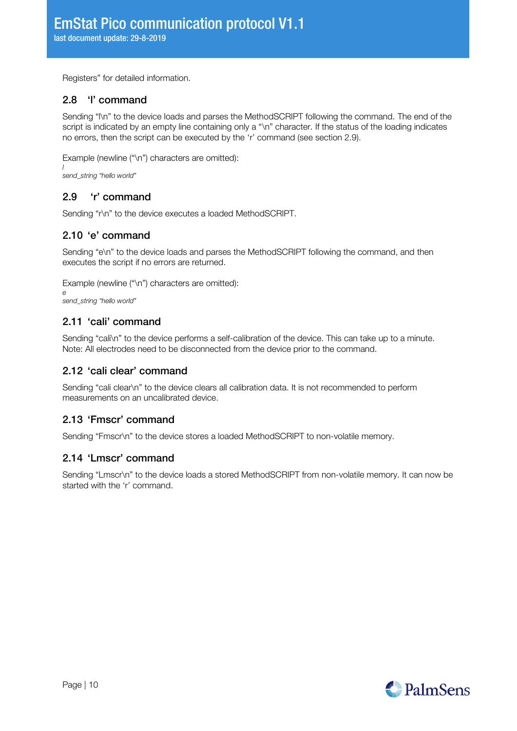Registers" for detailed information.

## 2.8 'l' command

Sending "l\n" to the device loads and parses the MethodSCRIPT following the command. The end of the script is indicated by an empty line containing only a "\n" character. If the status of the loading indicates no errors, then the script can be executed by the 'r' command (see section 2.9).

Example (newline ("\n") characters are omitted):

*l*
*send_string "hello world"*

## 2.9 'r' command

Sending "r\n" to the device executes a loaded MethodSCRIPT.

## 2.10 'e' command

Sending "e\n" to the device loads and parses the MethodSCRIPT following the command, and then executes the script if no errors are returned.

Example (newline ("\n") characters are omitted):

*e*
*send_string "hello world"*

## 2.11 'cali' command

Sending "cali\n" to the device performs a self-calibration of the device. This can take up to a minute. Note: All electrodes need to be disconnected from the device prior to the command.

## 2.12 'cali clear' command

Sending "cali clear\n" to the device clears all calibration data. It is not recommended to perform measurements on an uncalibrated device.

## 2.13 'Fmscr' command

Sending "Fmscr\n" to the device stores a loaded MethodSCRIPT to non-volatile memory.

## 2.14 'Lmscr' command

Sending "Lmscr\n" to the device loads a stored MethodSCRIPT from non-volatile memory. It can now be started with the 'r' command.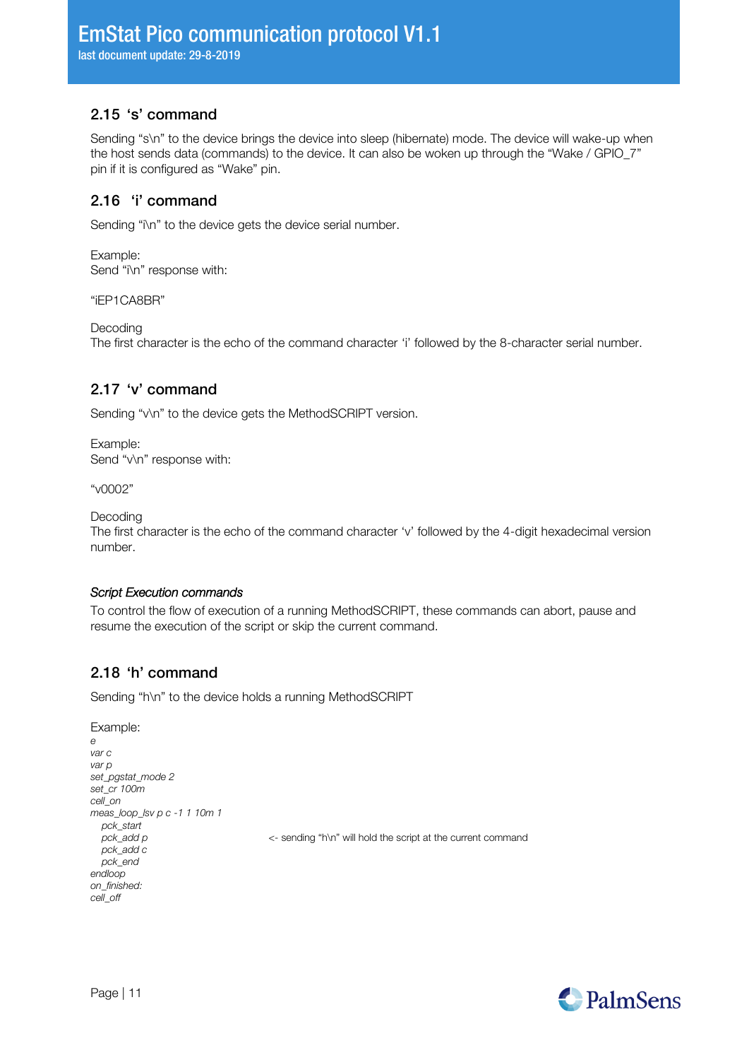## 2.15 ‘s’ command

Sending “s\n” to the device brings the device into sleep (hibernate) mode. The device will wake-up when the host sends data (commands) to the device. It can also be woken up through the “Wake / GPIO_7” pin if it is configured as “Wake” pin.

## 2.16 ‘i’ command

Sending “i\n” to the device gets the device serial number.

Example:
Send “i\n” response with:

“iEP1CA8BR”

Decoding
The first character is the echo of the command character ‘i’ followed by the 8-character serial number.

## 2.17 ‘v’ command

Sending “v\n” to the device gets the MethodSCRIPT version.

Example:
Send “v\n” response with:

“v0002”

Decoding
The first character is the echo of the command character ‘v’ followed by the 4-digit hexadecimal version number.

*Script Execution commands*

To control the flow of execution of a running MethodSCRIPT, these commands can abort, pause and resume the execution of the script or skip the current command.

## 2.18 ‘h’ command

Sending “h\n” to the device holds a running MethodSCRIPT

Example:

```
e
var c
var p
set_pgstat_mode 2
set_cr 100m
cell_on
meas_loop_lsv p c -1 1 10m 1
   pck_start
   pck_add p                    <- sending “h\n” will hold the script at the current command
   pck_add c
   pck_end
endloop
on_finished:
cell_off
```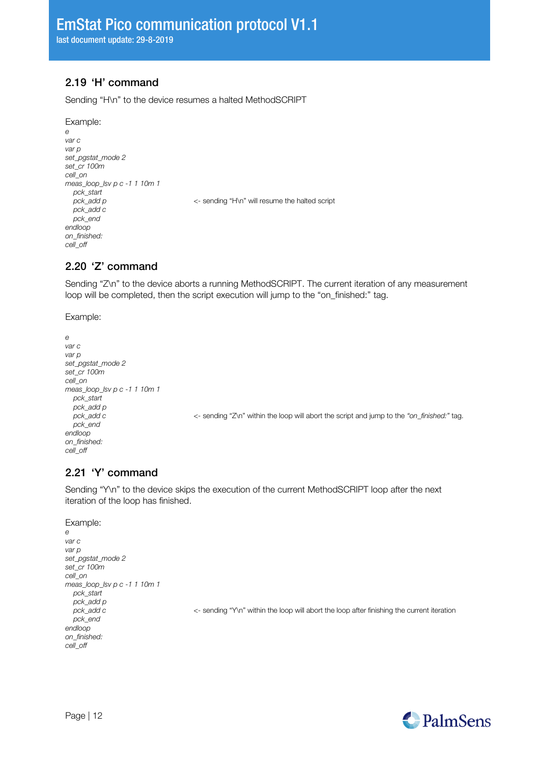## 2.19 'H' command

Sending "H\n" to the device resumes a halted MethodSCRIPT

Example:

```
e
var c
var p
set_pgstat_mode 2
set_cr 100m
cell_on
meas_loop_lsv p c -1 1 10m 1
   pck_start
   pck_add p                    <- sending "H\n" will resume the halted script
   pck_add c
   pck_end
endloop
on_finished:
cell_off
```

## 2.20 'Z' command

Sending "Z\n" to the device aborts a running MethodSCRIPT. The current iteration of any measurement loop will be completed, then the script execution will jump to the "on_finished:" tag.

Example:

```
e
var c
var p
set_pgstat_mode 2
set_cr 100m
cell_on
meas_loop_lsv p c -1 1 10m 1
   pck_start
   pck_add p
   pck_add c                    <- sending "Z\n" within the loop will abort the script and jump to the "on_finished:" tag.
   pck_end
endloop
on_finished:
cell_off
```

## 2.21 'Y' command

Sending "Y\n" to the device skips the execution of the current MethodSCRIPT loop after the next iteration of the loop has finished.

Example:

```
e
var c
var p
set_pgstat_mode 2
set_cr 100m
cell_on
meas_loop_lsv p c -1 1 10m 1
   pck_start
   pck_add p
   pck_add c                    <- sending "Y\n" within the loop will abort the loop after finishing the current iteration
   pck_end
endloop
on_finished:
cell_off
```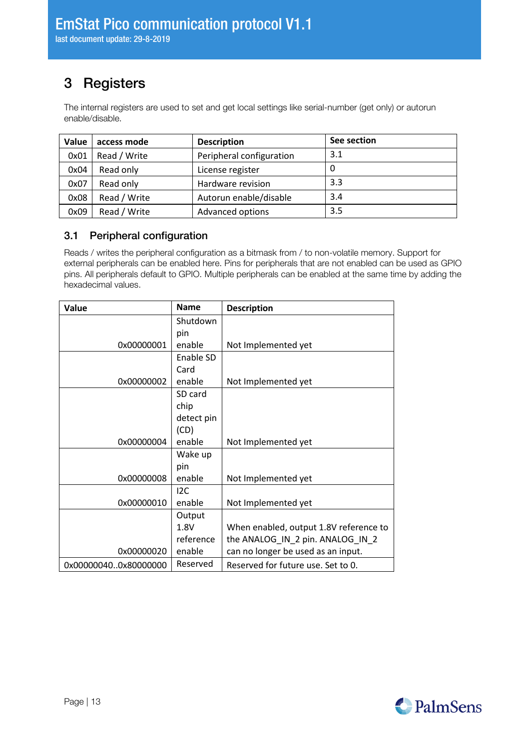# 3 Registers

The internal registers are used to set and get local settings like serial-number (get only) or autorun enable/disable.

| Value | access mode | Description | See section |
|---|---|---|---|
| 0x01 | Read / Write | Peripheral configuration | 3.1 |
| 0x04 | Read only | License register | 0 |
| 0x07 | Read only | Hardware revision | 3.3 |
| 0x08 | Read / Write | Autorun enable/disable | 3.4 |
| 0x09 | Read / Write | Advanced options | 3.5 |

## 3.1 Peripheral configuration

Reads / writes the peripheral configuration as a bitmask from / to non-volatile memory. Support for external peripherals can be enabled here. Pins for peripherals that are not enabled can be used as GPIO pins. All peripherals default to GPIO. Multiple peripherals can be enabled at the same time by adding the hexadecimal values.

| Value | Name | Description |
|---|---|---|
| 0x00000001 | Shutdown pin enable | Not Implemented yet |
| 0x00000002 | Enable SD Card enable | Not Implemented yet |
| 0x00000004 | SD card chip detect pin (CD) enable | Not Implemented yet |
| 0x00000008 | Wake up pin enable | Not Implemented yet |
| 0x00000010 | I2C enable | Not Implemented yet |
| 0x00000020 | Output 1.8V reference enable | When enabled, output 1.8V reference to the ANALOG_IN_2 pin. ANALOG_IN_2 can no longer be used as an input. |
| 0x00000040..0x80000000 | Reserved | Reserved for future use. Set to 0. |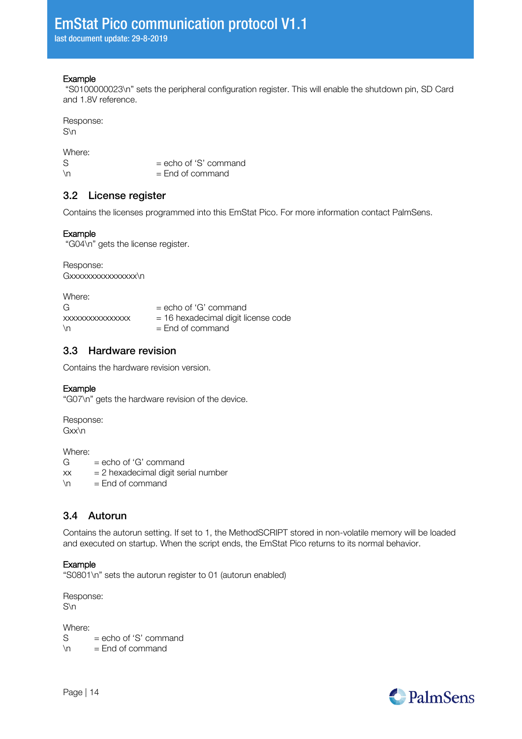**Example**
"S0100000023\n" sets the peripheral configuration register. This will enable the shutdown pin, SD Card and 1.8V reference.

Response:
S\n

Where:

| | |
|---|---|
| S | = echo of 'S' command |
| \n | = End of command |

### 3.2 License register

Contains the licenses programmed into this EmStat Pico. For more information contact PalmSens.

**Example**
"G04\n" gets the license register.

Response:
Gxxxxxxxxxxxxxxxx\n

Where:

| | |
|---|---|
| G | = echo of 'G' command |
| xxxxxxxxxxxxxxxx | = 16 hexadecimal digit license code |
| \n | = End of command |

### 3.3 Hardware revision

Contains the hardware revision version.

**Example**
"G07\n" gets the hardware revision of the device.

Response:
Gxx\n

Where:

| | |
|---|---|
| G | = echo of 'G' command |
| xx | = 2 hexadecimal digit serial number |
| \n | = End of command |

### 3.4 Autorun

Contains the autorun setting. If set to 1, the MethodSCRIPT stored in non-volatile memory will be loaded and executed on startup. When the script ends, the EmStat Pico returns to its normal behavior.

**Example**
"S0801\n" sets the autorun register to 01 (autorun enabled)

Response:
S\n

Where:

| | |
|---|---|
| S | = echo of 'S' command |
| \n | = End of command |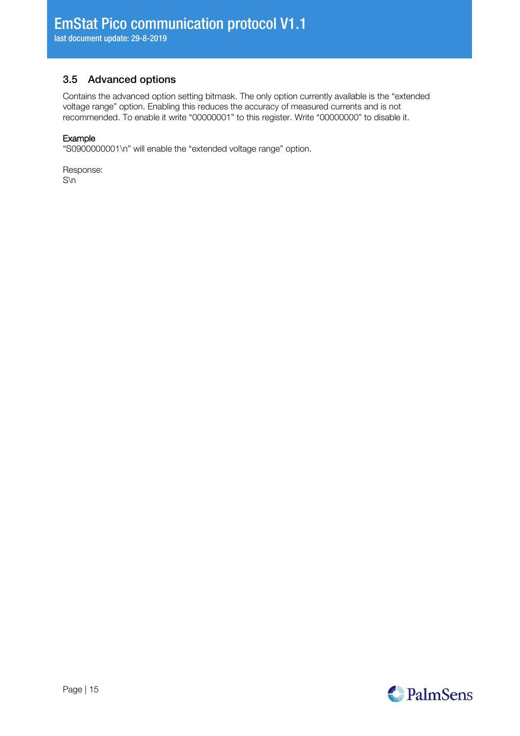## 3.5 Advanced options

Contains the advanced option setting bitmask. The only option currently available is the "extended voltage range" option. Enabling this reduces the accuracy of measured currents and is not recommended. To enable it write "00000001" to this register. Write "00000000" to disable it.

Example

"S0900000001\n" will enable the "extended voltage range" option.

Response:

S\n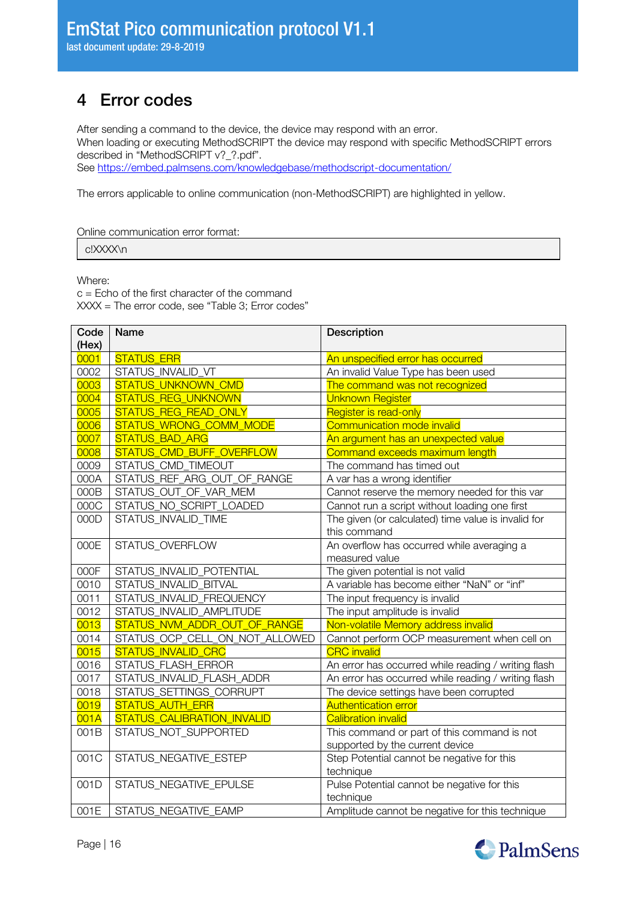# 4 Error codes

After sending a command to the device, the device may respond with an error.
When loading or executing MethodSCRIPT the device may respond with specific MethodSCRIPT errors described in "MethodSCRIPT v?_?.pdf".
See https://embed.palmsens.com/knowledgebase/methodscript-documentation/

The errors applicable to online communication (non-MethodSCRIPT) are highlighted in yellow.

Online communication error format:

```
c!XXXX\n
```

Where:
c = Echo of the first character of the command
XXXX = The error code, see "Table 3; Error codes"

| Code (Hex) | Name | Description |
|---|---|---|
| 0001 | STATUS_ERR | An unspecified error has occurred |
| 0002 | STATUS_INVALID_VT | An invalid Value Type has been used |
| 0003 | STATUS_UNKNOWN_CMD | The command was not recognized |
| 0004 | STATUS_REG_UNKNOWN | Unknown Register |
| 0005 | STATUS_REG_READ_ONLY | Register is read-only |
| 0006 | STATUS_WRONG_COMM_MODE | Communication mode invalid |
| 0007 | STATUS_BAD_ARG | An argument has an unexpected value |
| 0008 | STATUS_CMD_BUFF_OVERFLOW | Command exceeds maximum length |
| 0009 | STATUS_CMD_TIMEOUT | The command has timed out |
| 000A | STATUS_REF_ARG_OUT_OF_RANGE | A var has a wrong identifier |
| 000B | STATUS_OUT_OF_VAR_MEM | Cannot reserve the memory needed for this var |
| 000C | STATUS_NO_SCRIPT_LOADED | Cannot run a script without loading one first |
| 000D | STATUS_INVALID_TIME | The given (or calculated) time value is invalid for this command |
| 000E | STATUS_OVERFLOW | An overflow has occurred while averaging a measured value |
| 000F | STATUS_INVALID_POTENTIAL | The given potential is not valid |
| 0010 | STATUS_INVALID_BITVAL | A variable has become either "NaN" or "inf" |
| 0011 | STATUS_INVALID_FREQUENCY | The input frequency is invalid |
| 0012 | STATUS_INVALID_AMPLITUDE | The input amplitude is invalid |
| 0013 | STATUS_NVM_ADDR_OUT_OF_RANGE | Non-volatile Memory address invalid |
| 0014 | STATUS_OCP_CELL_ON_NOT_ALLOWED | Cannot perform OCP measurement when cell on |
| 0015 | STATUS_INVALID_CRC | CRC invalid |
| 0016 | STATUS_FLASH_ERROR | An error has occurred while reading / writing flash |
| 0017 | STATUS_INVALID_FLASH_ADDR | An error has occurred while reading / writing flash |
| 0018 | STATUS_SETTINGS_CORRUPT | The device settings have been corrupted |
| 0019 | STATUS_AUTH_ERR | Authentication error |
| 001A | STATUS_CALIBRATION_INVALID | Calibration invalid |
| 001B | STATUS_NOT_SUPPORTED | This command or part of this command is not supported by the current device |
| 001C | STATUS_NEGATIVE_ESTEP | Step Potential cannot be negative for this technique |
| 001D | STATUS_NEGATIVE_EPULSE | Pulse Potential cannot be negative for this technique |
| 001E | STATUS_NEGATIVE_EAMP | Amplitude cannot be negative for this technique |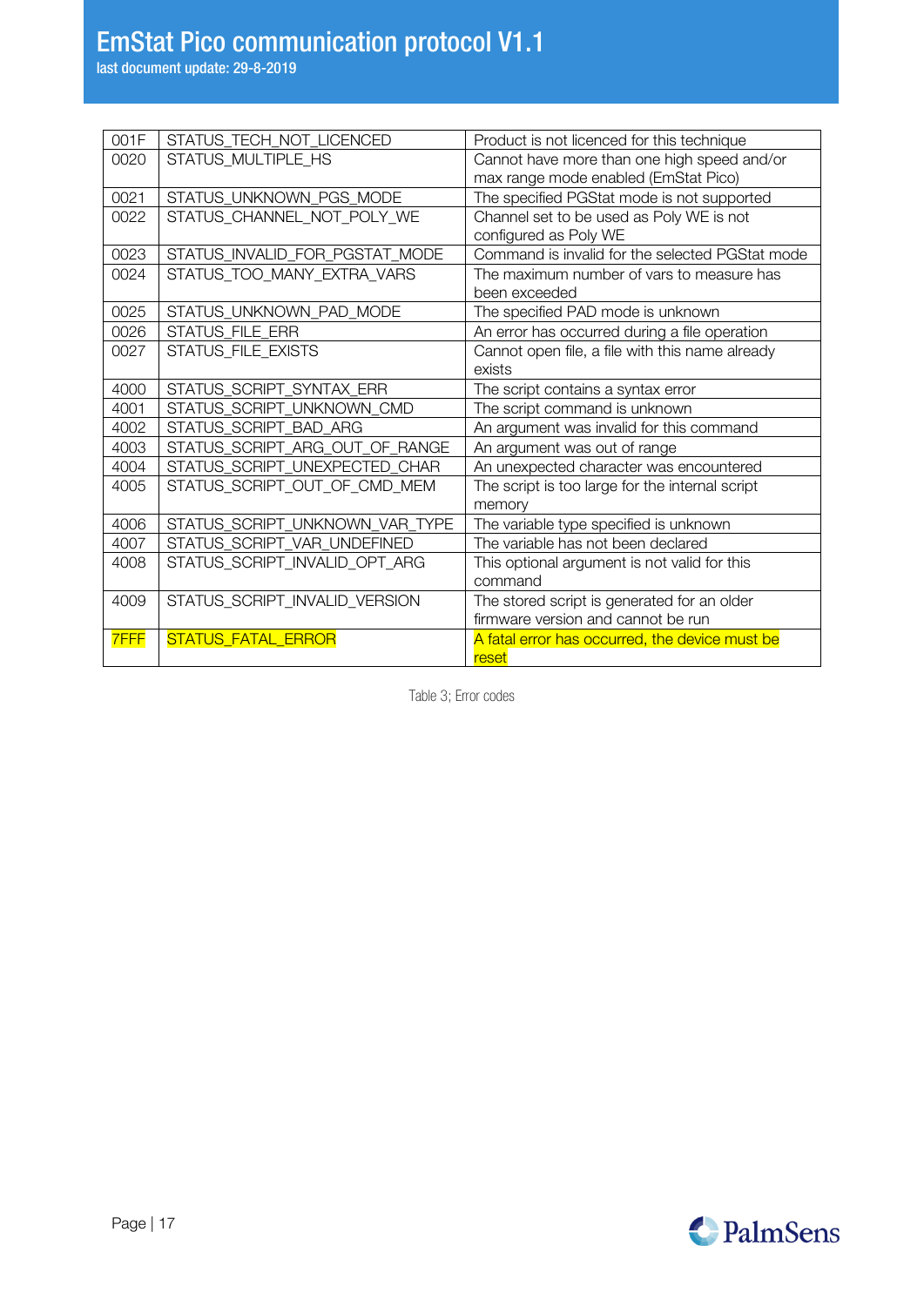| | | |
|---|---|---|
| 001F | STATUS_TECH_NOT_LICENCED | Product is not licenced for this technique |
| 0020 | STATUS_MULTIPLE_HS | Cannot have more than one high speed and/or max range mode enabled (EmStat Pico) |
| 0021 | STATUS_UNKNOWN_PGS_MODE | The specified PGStat mode is not supported |
| 0022 | STATUS_CHANNEL_NOT_POLY_WE | Channel set to be used as Poly WE is not configured as Poly WE |
| 0023 | STATUS_INVALID_FOR_PGSTAT_MODE | Command is invalid for the selected PGStat mode |
| 0024 | STATUS_TOO_MANY_EXTRA_VARS | The maximum number of vars to measure has been exceeded |
| 0025 | STATUS_UNKNOWN_PAD_MODE | The specified PAD mode is unknown |
| 0026 | STATUS_FILE_ERR | An error has occurred during a file operation |
| 0027 | STATUS_FILE_EXISTS | Cannot open file, a file with this name already exists |
| 4000 | STATUS_SCRIPT_SYNTAX_ERR | The script contains a syntax error |
| 4001 | STATUS_SCRIPT_UNKNOWN_CMD | The script command is unknown |
| 4002 | STATUS_SCRIPT_BAD_ARG | An argument was invalid for this command |
| 4003 | STATUS_SCRIPT_ARG_OUT_OF_RANGE | An argument was out of range |
| 4004 | STATUS_SCRIPT_UNEXPECTED_CHAR | An unexpected character was encountered |
| 4005 | STATUS_SCRIPT_OUT_OF_CMD_MEM | The script is too large for the internal script memory |
| 4006 | STATUS_SCRIPT_UNKNOWN_VAR_TYPE | The variable type specified is unknown |
| 4007 | STATUS_SCRIPT_VAR_UNDEFINED | The variable has not been declared |
| 4008 | STATUS_SCRIPT_INVALID_OPT_ARG | This optional argument is not valid for this command |
| 4009 | STATUS_SCRIPT_INVALID_VERSION | The stored script is generated for an older firmware version and cannot be run |
| 7FFF | STATUS_FATAL_ERROR | A fatal error has occurred, the device must be reset |

Table 3; Error codes